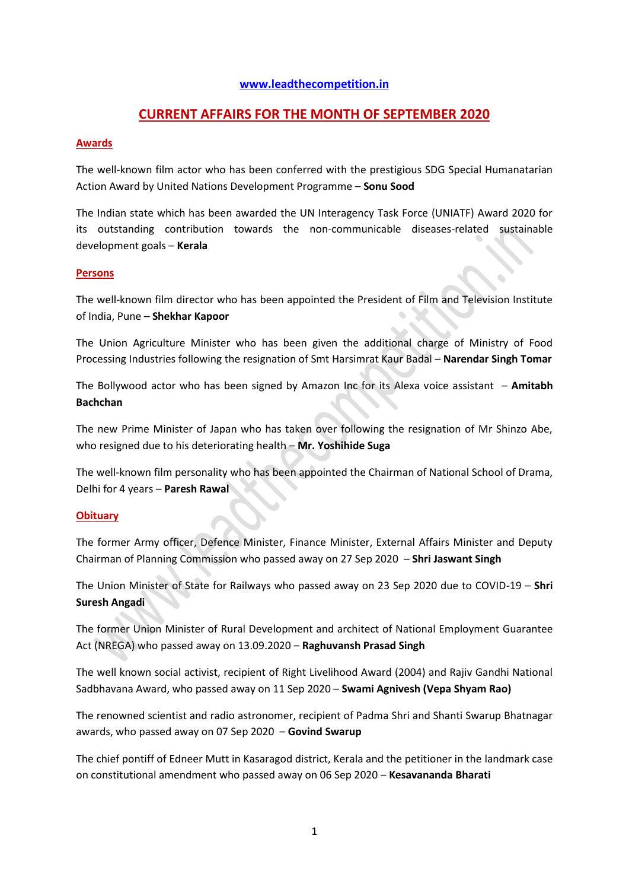[www.leadthecompetition.in](http://www.leadthecompetition.in)

# CURRENT AFFAIRS FOR THE MONTH OF SEPTEMBER 2020

## Awards

The well-known film actor who has been conferred with the prestigious SDG Special Humanatarian Action Award by United Nations Development Programme – **Sonu Sood**

The Indian state which has been awarded the UN Interagency Task Force (UNIATF) Award 2020 for its outstanding contribution towards the non-communicable diseases-related sustainable development goals – **Kerala**

## Persons

The well-known film director who has been appointed the President of Film and Television Institute of India, Pune – **Shekhar Kapoor**

The Union Agriculture Minister who has been given the additional charge of Ministry of Food Processing Industries following the resignation of Smt Harsimrat Kaur Badal – **Narendar Singh Tomar**

The Bollywood actor who has been signed by Amazon Inc for its Alexa voice assistant – **Amitabh Bachchan**

The new Prime Minister of Japan who has taken over following the resignation of Mr Shinzo Abe, who resigned due to his deteriorating health – **Mr. Yoshihide Suga**

The well-known film personality who has been appointed the Chairman of National School of Drama, Delhi for 4 years – **Paresh Rawal**

## Obituary

The former Army officer, Defence Minister, Finance Minister, External Affairs Minister and Deputy Chairman of Planning Commission who passed away on 27 Sep 2020 – **Shri Jaswant Singh**

The Union Minister of State for Railways who passed away on 23 Sep 2020 due to COVID-19 – **Shri Suresh Angadi**

The former Union Minister of Rural Development and architect of National Employment Guarantee Act (NREGA) who passed away on 13.09.2020 – **Raghuvansh Prasad Singh**

The well known social activist, recipient of Right Livelihood Award (2004) and Rajiv Gandhi National Sadbhavana Award, who passed away on 11 Sep 2020 – **Swami Agnivesh (Vepa Shyam Rao)**

The renowned scientist and radio astronomer, recipient of Padma Shri and Shanti Swarup Bhatnagar awards, who passed away on 07 Sep 2020 – **Govind Swarup**

The chief pontiff of Edneer Mutt in Kasaragod district, Kerala and the petitioner in the landmark case on constitutional amendment who passed away on 06 Sep 2020 – **Kesavananda Bharati**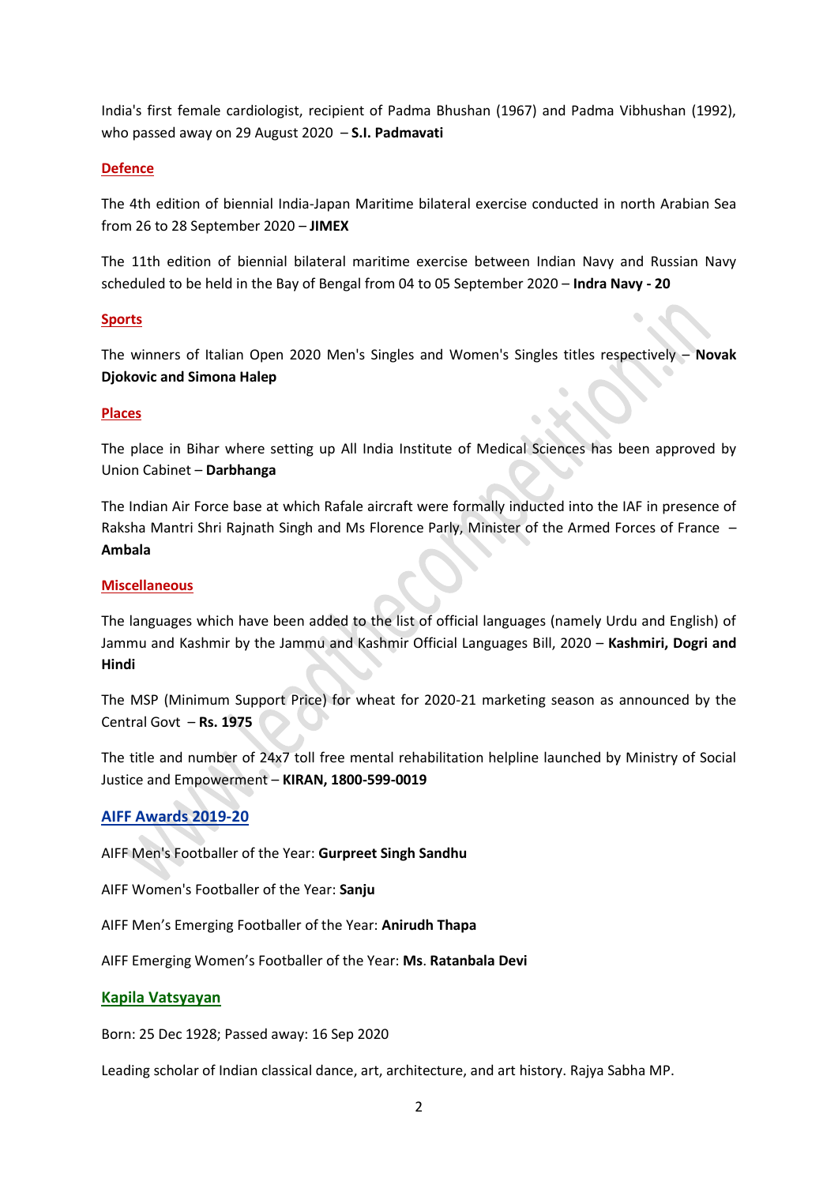India's first female cardiologist, recipient of Padma Bhushan (1967) and Padma Vibhushan (1992), who passed away on 29 August 2020 – **S.I. Padmavati**

## Defence

The 4th edition of biennial India-Japan Maritime bilateral exercise conducted in north Arabian Sea from 26 to 28 September 2020 – **JIMEX**

The 11th edition of biennial bilateral maritime exercise between Indian Navy and Russian Navy scheduled to be held in the Bay of Bengal from 04 to 05 September 2020 – **Indra Navy - 20**

## Sports

The winners of Italian Open 2020 Men's Singles and Women's Singles titles respectively – **Novak Djokovic and Simona Halep**

## Places

The place in Bihar where setting up All India Institute of Medical Sciences has been approved by Union Cabinet – **Darbhanga**

The Indian Air Force base at which Rafale aircraft were formally inducted into the IAF in presence of Raksha Mantri Shri Rajnath Singh and Ms Florence Parly, Minister of the Armed Forces of France – **Ambala**

## Miscellaneous

The languages which have been added to the list of official languages (namely Urdu and English) of Jammu and Kashmir by the Jammu and Kashmir Official Languages Bill, 2020 – **Kashmiri, Dogri and Hindi**

The MSP (Minimum Support Price) for wheat for 2020-21 marketing season as announced by the Central Govt – **Rs. 1975**

The title and number of 24x7 toll free mental rehabilitation helpline launched by Ministry of Social Justice and Empowerment – **KIRAN, 1800-599-0019**

## AIFF Awards 2019-20

AIFF Men's Footballer of the Year: **Gurpreet Singh Sandhu**

AIFF Women's Footballer of the Year: **Sanju**

AIFF Men's Emerging Footballer of the Year: **Anirudh Thapa**

AIFF Emerging Women's Footballer of the Year: **Ms. Ratanbala Devi**

## Kapila Vatsyayan

Born: 25 Dec 1928; Passed away: 16 Sep 2020

Leading scholar of Indian classical dance, art, architecture, and art history. Rajya Sabha MP.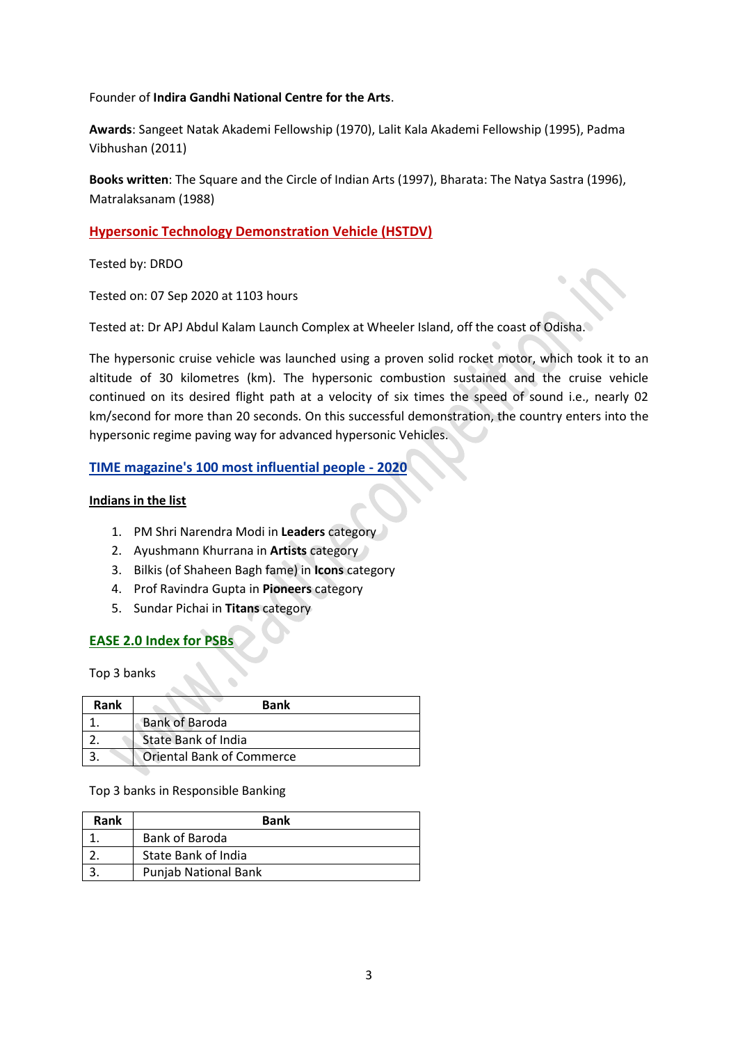Founder of **Indira Gandhi National Centre for the Arts**.

**Awards**: Sangeet Natak Akademi Fellowship (1970), Lalit Kala Akademi Fellowship (1995), Padma Vibhushan (2011)

**Books written**: The Square and the Circle of Indian Arts (1997), Bharata: The Natya Sastra (1996), Matralaksanam (1988)

## Hypersonic Technology Demonstration Vehicle (HSTDV)

Tested by: DRDO

Tested on: 07 Sep 2020 at 1103 hours

Tested at: Dr APJ Abdul Kalam Launch Complex at Wheeler Island, off the coast of Odisha.

The hypersonic cruise vehicle was launched using a proven solid rocket motor, which took it to an altitude of 30 kilometres (km). The hypersonic combustion sustained and the cruise vehicle continued on its desired flight path at a velocity of six times the speed of sound i.e., nearly 02 km/second for more than 20 seconds. On this successful demonstration, the country enters into the hypersonic regime paving way for advanced hypersonic Vehicles.

## TIME magazine's 100 most influential people - 2020

### Indians in the list

1. PM Shri Narendra Modi in **Leaders** category
2. Ayushmann Khurrana in **Artists** category
3. Bilkis (of Shaheen Bagh fame) in **Icons** category
4. Prof Ravindra Gupta in **Pioneers** category
5. Sundar Pichai in **Titans** category

## EASE 2.0 Index for PSBs

Top 3 banks

| Rank | Bank |
|---|---|
| 1. | Bank of Baroda |
| 2. | State Bank of India |
| 3. | Oriental Bank of Commerce |

Top 3 banks in Responsible Banking

| Rank | Bank |
|---|---|
| 1. | Bank of Baroda |
| 2. | State Bank of India |
| 3. | Punjab National Bank |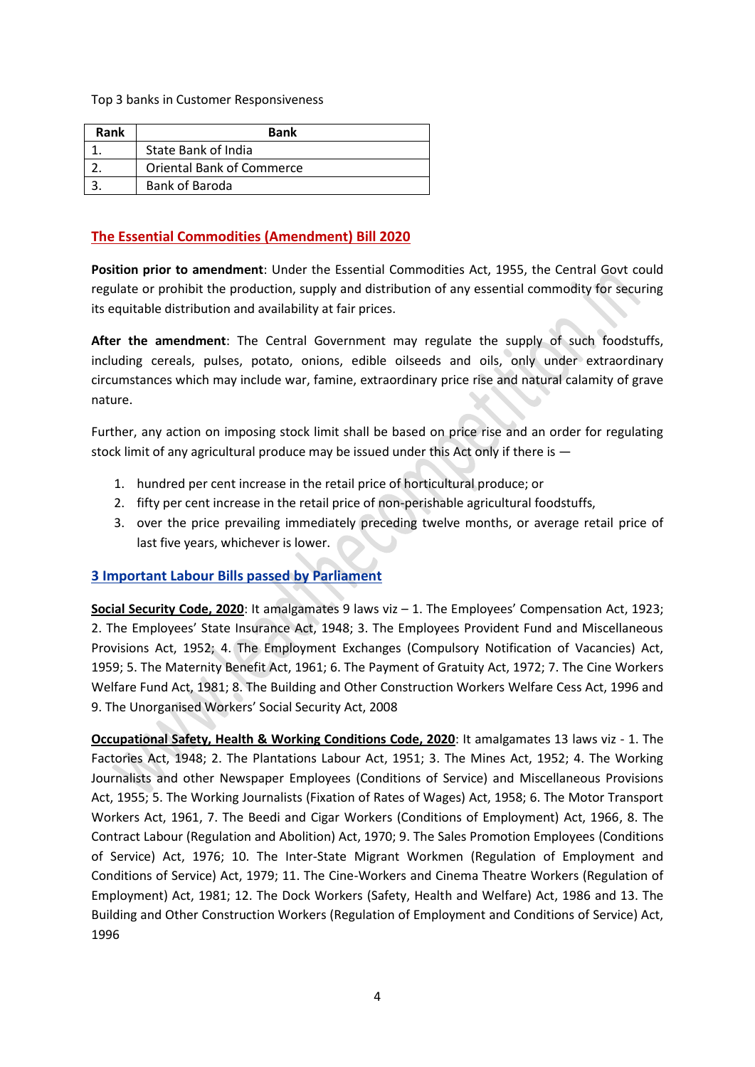Top 3 banks in Customer Responsiveness

| Rank | Bank |
|---|---|
| 1. | State Bank of India |
| 2. | Oriental Bank of Commerce |
| 3. | Bank of Baroda |

## The Essential Commodities (Amendment) Bill 2020

**Position prior to amendment**: Under the Essential Commodities Act, 1955, the Central Govt could regulate or prohibit the production, supply and distribution of any essential commodity for securing its equitable distribution and availability at fair prices.

**After the amendment**: The Central Government may regulate the supply of such foodstuffs, including cereals, pulses, potato, onions, edible oilseeds and oils, only under extraordinary circumstances which may include war, famine, extraordinary price rise and natural calamity of grave nature.

Further, any action on imposing stock limit shall be based on price rise and an order for regulating stock limit of any agricultural produce may be issued under this Act only if there is —

1. hundred per cent increase in the retail price of horticultural produce; or
2. fifty per cent increase in the retail price of non-perishable agricultural foodstuffs,
3. over the price prevailing immediately preceding twelve months, or average retail price of last five years, whichever is lower.

## 3 Important Labour Bills passed by Parliament

**Social Security Code, 2020**: It amalgamates 9 laws viz – 1. The Employees' Compensation Act, 1923; 2. The Employees' State Insurance Act, 1948; 3. The Employees Provident Fund and Miscellaneous Provisions Act, 1952; 4. The Employment Exchanges (Compulsory Notification of Vacancies) Act, 1959; 5. The Maternity Benefit Act, 1961; 6. The Payment of Gratuity Act, 1972; 7. The Cine Workers Welfare Fund Act, 1981; 8. The Building and Other Construction Workers Welfare Cess Act, 1996 and 9. The Unorganised Workers' Social Security Act, 2008

**Occupational Safety, Health & Working Conditions Code, 2020**: It amalgamates 13 laws viz - 1. The Factories Act, 1948; 2. The Plantations Labour Act, 1951; 3. The Mines Act, 1952; 4. The Working Journalists and other Newspaper Employees (Conditions of Service) and Miscellaneous Provisions Act, 1955; 5. The Working Journalists (Fixation of Rates of Wages) Act, 1958; 6. The Motor Transport Workers Act, 1961, 7. The Beedi and Cigar Workers (Conditions of Employment) Act, 1966, 8. The Contract Labour (Regulation and Abolition) Act, 1970; 9. The Sales Promotion Employees (Conditions of Service) Act, 1976; 10. The Inter-State Migrant Workmen (Regulation of Employment and Conditions of Service) Act, 1979; 11. The Cine-Workers and Cinema Theatre Workers (Regulation of Employment) Act, 1981; 12. The Dock Workers (Safety, Health and Welfare) Act, 1986 and 13. The Building and Other Construction Workers (Regulation of Employment and Conditions of Service) Act, 1996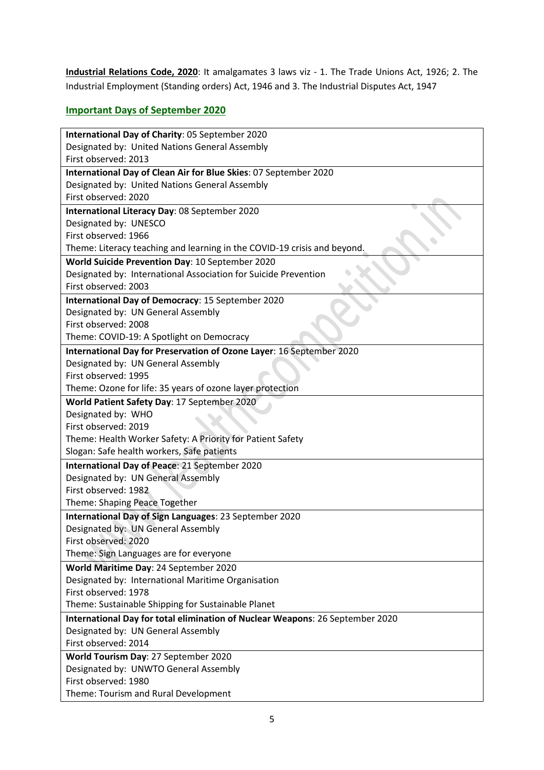**Industrial Relations Code, 2020**: It amalgamates 3 laws viz - 1. The Trade Unions Act, 1926; 2. The Industrial Employment (Standing orders) Act, 1946 and 3. The Industrial Disputes Act, 1947

## Important Days of September 2020

| |
|---|
| **International Day of Charity**: 05 September 2020<br>Designated by: United Nations General Assembly<br>First observed: 2013 |
| **International Day of Clean Air for Blue Skies**: 07 September 2020<br>Designated by: United Nations General Assembly<br>First observed: 2020 |
| **International Literacy Day**: 08 September 2020<br>Designated by: UNESCO<br>First observed: 1966<br>Theme: Literacy teaching and learning in the COVID-19 crisis and beyond. |
| **World Suicide Prevention Day**: 10 September 2020<br>Designated by: International Association for Suicide Prevention<br>First observed: 2003 |
| **International Day of Democracy**: 15 September 2020<br>Designated by: UN General Assembly<br>First observed: 2008<br>Theme: COVID-19: A Spotlight on Democracy |
| **International Day for Preservation of Ozone Layer**: 16 September 2020<br>Designated by: UN General Assembly<br>First observed: 1995<br>Theme: Ozone for life: 35 years of ozone layer protection |
| **World Patient Safety Day**: 17 September 2020<br>Designated by: WHO<br>First observed: 2019<br>Theme: Health Worker Safety: A Priority for Patient Safety<br>Slogan: Safe health workers, Safe patients |
| **International Day of Peace**: 21 September 2020<br>Designated by: UN General Assembly<br>First observed: 1982<br>Theme: Shaping Peace Together |
| **International Day of Sign Languages**: 23 September 2020<br>Designated by: UN General Assembly<br>First observed: 2020<br>Theme: Sign Languages are for everyone |
| **World Maritime Day**: 24 September 2020<br>Designated by: International Maritime Organisation<br>First observed: 1978<br>Theme: Sustainable Shipping for Sustainable Planet |
| **International Day for total elimination of Nuclear Weapons**: 26 September 2020<br>Designated by: UN General Assembly<br>First observed: 2014 |
| **World Tourism Day**: 27 September 2020<br>Designated by: UNWTO General Assembly<br>First observed: 1980<br>Theme: Tourism and Rural Development |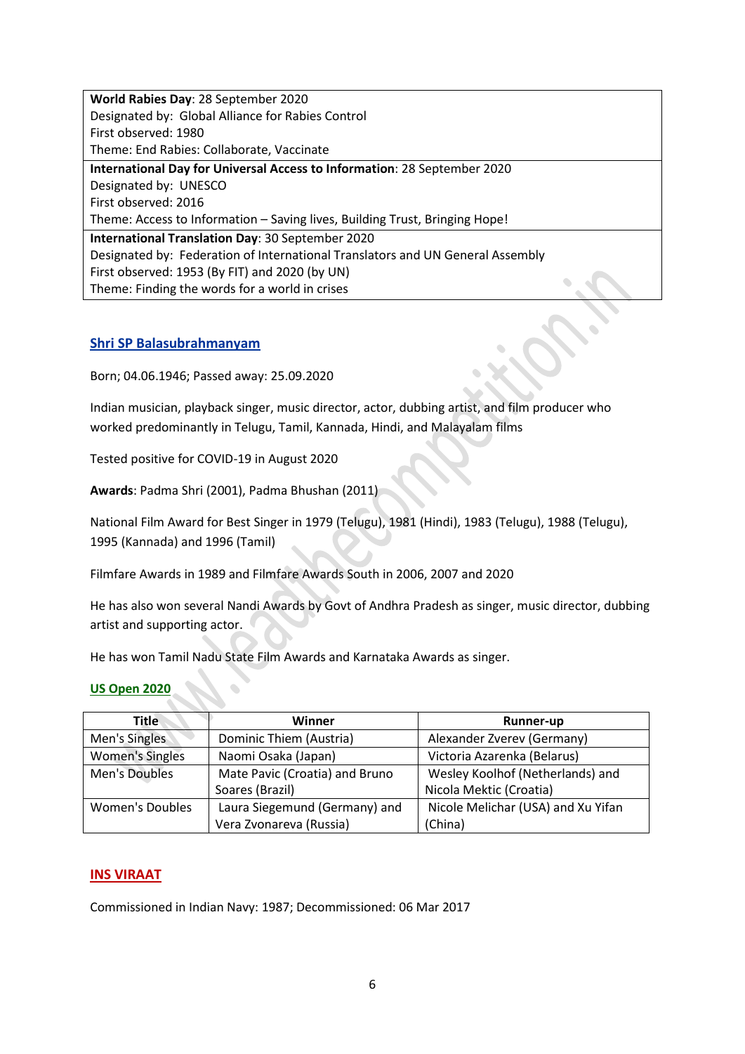| |
|---|
| **World Rabies Day**: 28 September 2020<br>Designated by: Global Alliance for Rabies Control<br>First observed: 1980<br>Theme: End Rabies: Collaborate, Vaccinate |
| **International Day for Universal Access to Information**: 28 September 2020<br>Designated by: UNESCO<br>First observed: 2016<br>Theme: Access to Information – Saving lives, Building Trust, Bringing Hope! |
| **International Translation Day**: 30 September 2020<br>Designated by: Federation of International Translators and UN General Assembly<br>First observed: 1953 (By FIT) and 2020 (by UN)<br>Theme: Finding the words for a world in crises |

## Shri SP Balasubrahmanyam

Born; 04.06.1946; Passed away: 25.09.2020

Indian musician, playback singer, music director, actor, dubbing artist, and film producer who worked predominantly in Telugu, Tamil, Kannada, Hindi, and Malayalam films

Tested positive for COVID-19 in August 2020

**Awards**: Padma Shri (2001), Padma Bhushan (2011)

National Film Award for Best Singer in 1979 (Telugu), 1981 (Hindi), 1983 (Telugu), 1988 (Telugu), 1995 (Kannada) and 1996 (Tamil)

Filmfare Awards in 1989 and Filmfare Awards South in 2006, 2007 and 2020

He has also won several Nandi Awards by Govt of Andhra Pradesh as singer, music director, dubbing artist and supporting actor.

He has won Tamil Nadu State Film Awards and Karnataka Awards as singer.

## US Open 2020

| Title | Winner | Runner-up |
|---|---|---|
| Men's Singles | Dominic Thiem (Austria) | Alexander Zverev (Germany) |
| Women's Singles | Naomi Osaka (Japan) | Victoria Azarenka (Belarus) |
| Men's Doubles | Mate Pavic (Croatia) and Bruno Soares (Brazil) | Wesley Koolhof (Netherlands) and Nicola Mektic (Croatia) |
| Women's Doubles | Laura Siegemund (Germany) and Vera Zvonareva (Russia) | Nicole Melichar (USA) and Xu Yifan (China) |

## INS VIRAAT

Commissioned in Indian Navy: 1987; Decommissioned: 06 Mar 2017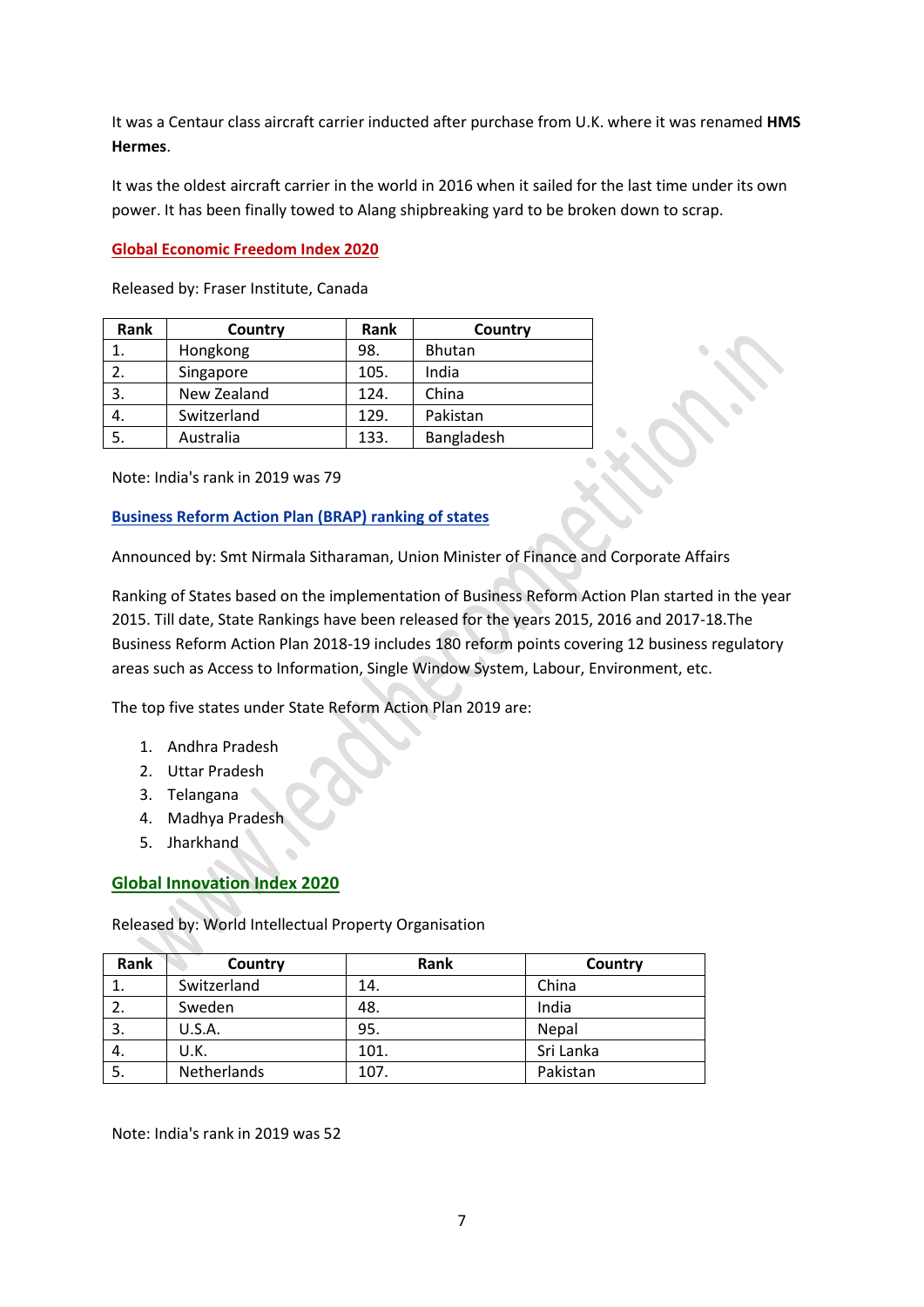It was a Centaur class aircraft carrier inducted after purchase from U.K. where it was renamed **HMS Hermes**.

It was the oldest aircraft carrier in the world in 2016 when it sailed for the last time under its own power. It has been finally towed to Alang shipbreaking yard to be broken down to scrap.

## Global Economic Freedom Index 2020

Released by: Fraser Institute, Canada

| Rank | Country | Rank | Country |
|---|---|---|---|
| 1. | Hongkong | 98. | Bhutan |
| 2. | Singapore | 105. | India |
| 3. | New Zealand | 124. | China |
| 4. | Switzerland | 129. | Pakistan |
| 5. | Australia | 133. | Bangladesh |

Note: India's rank in 2019 was 79

## Business Reform Action Plan (BRAP) ranking of states

Announced by: Smt Nirmala Sitharaman, Union Minister of Finance and Corporate Affairs

Ranking of States based on the implementation of Business Reform Action Plan started in the year 2015. Till date, State Rankings have been released for the years 2015, 2016 and 2017-18.The Business Reform Action Plan 2018-19 includes 180 reform points covering 12 business regulatory areas such as Access to Information, Single Window System, Labour, Environment, etc.

The top five states under State Reform Action Plan 2019 are:

1. Andhra Pradesh
2. Uttar Pradesh
3. Telangana
4. Madhya Pradesh
5. Jharkhand

## Global Innovation Index 2020

Released by: World Intellectual Property Organisation

| Rank | Country | Rank | Country |
|---|---|---|---|
| 1. | Switzerland | 14. | China |
| 2. | Sweden | 48. | India |
| 3. | U.S.A. | 95. | Nepal |
| 4. | U.K. | 101. | Sri Lanka |
| 5. | Netherlands | 107. | Pakistan |

Note: India's rank in 2019 was 52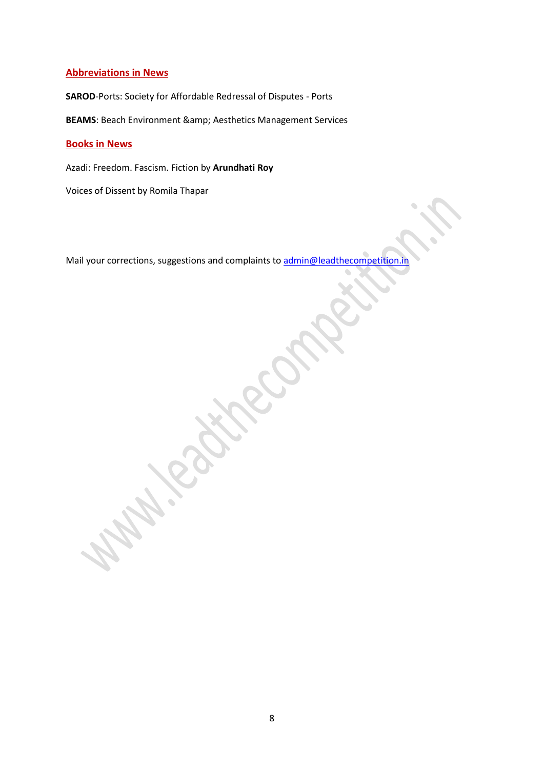## Abbreviations in News

**SAROD**-Ports: Society for Affordable Redressal of Disputes - Ports

**BEAMS**: Beach Environment &amp; Aesthetics Management Services

## Books in News

Azadi: Freedom. Fascism. Fiction by **Arundhati Roy**

Voices of Dissent by Romila Thapar

Mail your corrections, suggestions and complaints to admin@leadthecompetition.in